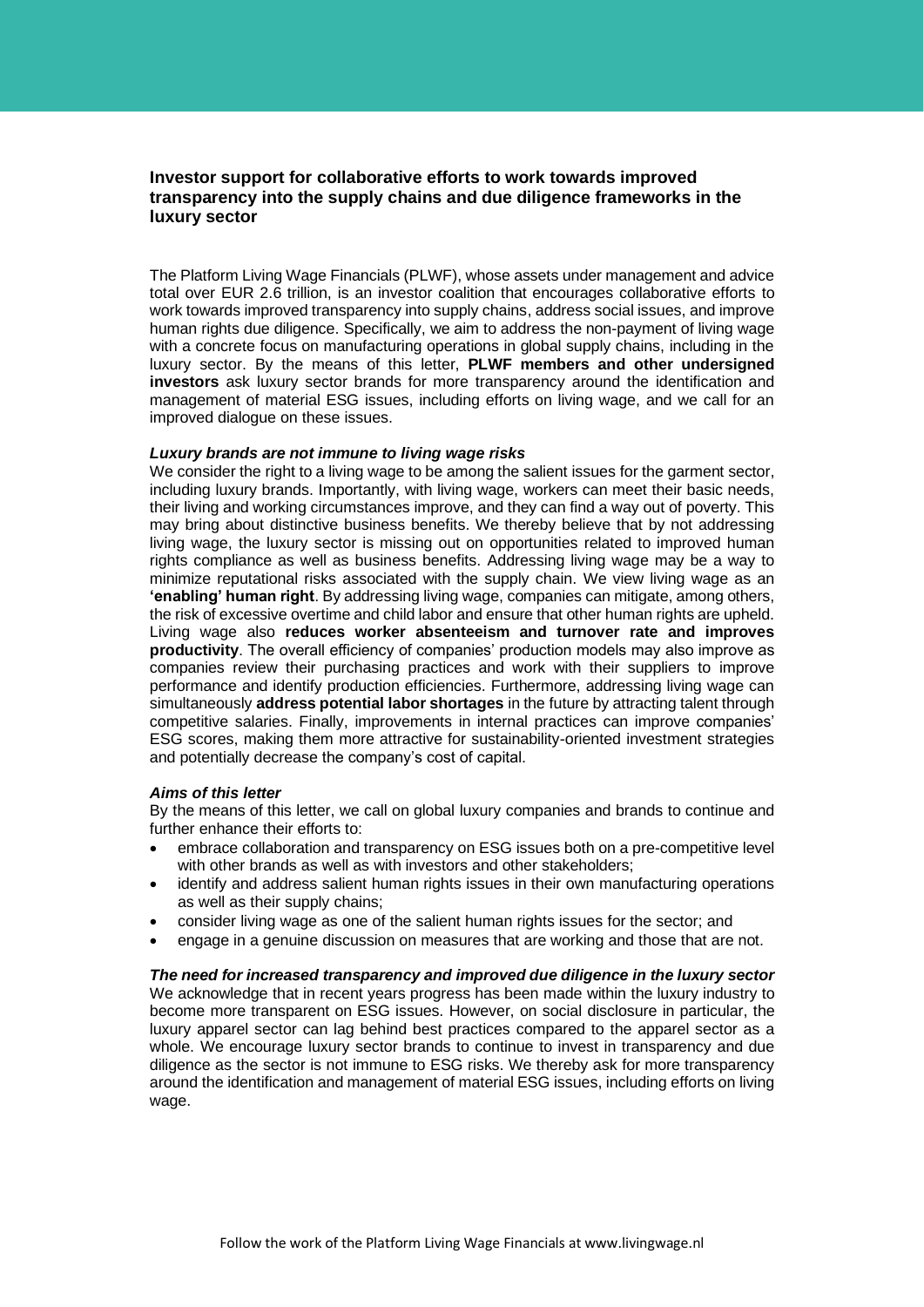## Investor support for collaborative efforts to work towards improved transparency into the supply chains and due diligence frameworks in the luxury sector

The Platform Living Wage Financials (PLWF), whose assets under management and advice total over EUR 2.6 trillion, is an investor coalition that encourages collaborative efforts to work towards improved transparency into supply chains, address social issues, and improve human rights due diligence. Specifically, we aim to address the non-payment of living wage with a concrete focus on manufacturing operations in global supply chains, including in the luxury sector. By the means of this letter, **PLWF members and other undersigned investors** ask luxury sector brands for more transparency around the identification and management of material ESG issues, including efforts on living wage, and we call for an improved dialogue on these issues.

***Luxury brands are not immune to living wage risks***

We consider the right to a living wage to be among the salient issues for the garment sector, including luxury brands. Importantly, with living wage, workers can meet their basic needs, their living and working circumstances improve, and they can find a way out of poverty. This may bring about distinctive business benefits. We thereby believe that by not addressing living wage, the luxury sector is missing out on opportunities related to improved human rights compliance as well as business benefits. Addressing living wage may be a way to minimize reputational risks associated with the supply chain. We view living wage as an **'enabling' human right**. By addressing living wage, companies can mitigate, among others, the risk of excessive overtime and child labor and ensure that other human rights are upheld. Living wage also **reduces worker absenteeism and turnover rate and improves productivity**. The overall efficiency of companies' production models may also improve as companies review their purchasing practices and work with their suppliers to improve performance and identify production efficiencies. Furthermore, addressing living wage can simultaneously **address potential labor shortages** in the future by attracting talent through competitive salaries. Finally, improvements in internal practices can improve companies' ESG scores, making them more attractive for sustainability-oriented investment strategies and potentially decrease the company's cost of capital.

***Aims of this letter***

By the means of this letter, we call on global luxury companies and brands to continue and further enhance their efforts to:

- embrace collaboration and transparency on ESG issues both on a pre-competitive level with other brands as well as with investors and other stakeholders;
- identify and address salient human rights issues in their own manufacturing operations as well as their supply chains;
- consider living wage as one of the salient human rights issues for the sector; and
- engage in a genuine discussion on measures that are working and those that are not.

***The need for increased transparency and improved due diligence in the luxury sector***

We acknowledge that in recent years progress has been made within the luxury industry to become more transparent on ESG issues. However, on social disclosure in particular, the luxury apparel sector can lag behind best practices compared to the apparel sector as a whole. We encourage luxury sector brands to continue to invest in transparency and due diligence as the sector is not immune to ESG risks. We thereby ask for more transparency around the identification and management of material ESG issues, including efforts on living wage.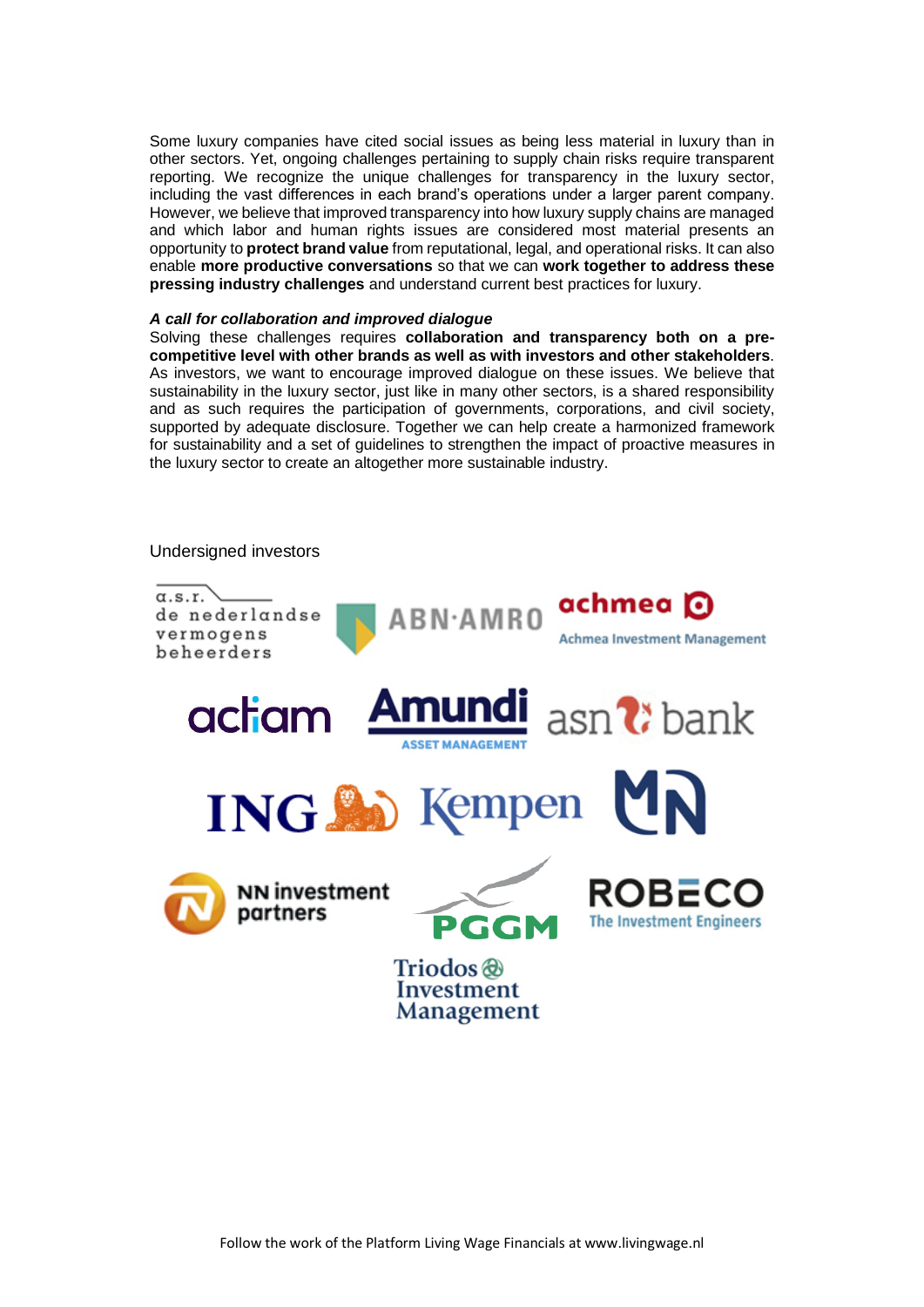Some luxury companies have cited social issues as being less material in luxury than in other sectors. Yet, ongoing challenges pertaining to supply chain risks require transparent reporting. We recognize the unique challenges for transparency in the luxury sector, including the vast differences in each brand's operations under a larger parent company. However, we believe that improved transparency into how luxury supply chains are managed and which labor and human rights issues are considered most material presents an opportunity to **protect brand value** from reputational, legal, and operational risks. It can also enable **more productive conversations** so that we can **work together to address these pressing industry challenges** and understand current best practices for luxury.

***A call for collaboration and improved dialogue***

Solving these challenges requires **collaboration and transparency both on a pre-competitive level with other brands as well as with investors and other stakeholders**. As investors, we want to encourage improved dialogue on these issues. We believe that sustainability in the luxury sector, just like in many other sectors, is a shared responsibility and as such requires the participation of governments, corporations, and civil society, supported by adequate disclosure. Together we can help create a harmonized framework for sustainability and a set of guidelines to strengthen the impact of proactive measures in the luxury sector to create an altogether more sustainable industry.

Undersigned investors

a.s.r. de nederlandse vermogens beheerders

ABN·AMRO

achmea Achmea Investment Management

actiam

Amundi Asset Management

asn bank

ING

Kempen

MN

NN investment partners

PGGM

ROBECO The Investment Engineers

Triodos Investment Management

Follow the work of the Platform Living Wage Financials at www.livingwage.nl